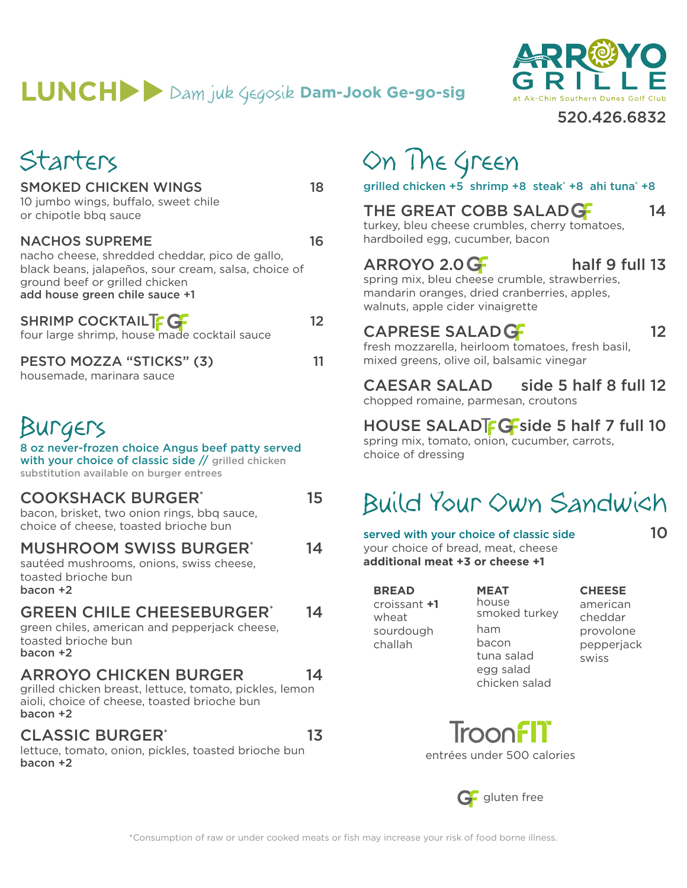# LUNCH ▶▶ Dam juk Gegosik Dam-Jook Ge-go-sig

**ARROYO GRILLE**
at Ak-Chin Southern Dunes Golf Club

520.426.6832

## Starters

**SMOKED CHICKEN WINGS** 18
10 jumbo wings, buffalo, sweet chile or chipotle bbq sauce

**NACHOS SUPREME** 16
nacho cheese, shredded cheddar, pico de gallo, black beans, jalapeños, sour cream, salsa, choice of ground beef or grilled chicken
**add house green chile sauce +1**

**SHRIMP COCKTAIL** TF GF 12
four large shrimp, house made cocktail sauce

**PESTO MOZZA "STICKS" (3)** 11
housemade, marinara sauce

## Burgers

8 oz never-frozen choice Angus beef patty served with your choice of classic side // grilled chicken substitution available on burger entrees

**COOKSHACK BURGER*** 15
bacon, brisket, two onion rings, bbq sauce, choice of cheese, toasted brioche bun

**MUSHROOM SWISS BURGER*** 14
sautéed mushrooms, onions, swiss cheese, toasted brioche bun
**bacon +2**

**GREEN CHILE CHEESEBURGER*** 14
green chiles, american and pepperjack cheese, toasted brioche bun
**bacon +2**

**ARROYO CHICKEN BURGER** 14
grilled chicken breast, lettuce, tomato, pickles, lemon aioli, choice of cheese, toasted brioche bun
**bacon +2**

**CLASSIC BURGER*** 13
lettuce, tomato, onion, pickles, toasted brioche bun
**bacon +2**

## On The Green

grilled chicken +5 shrimp +8 steak* +8 ahi tuna* +8

**THE GREAT COBB SALAD** GF 14
turkey, bleu cheese crumbles, cherry tomatoes, hardboiled egg, cucumber, bacon

**ARROYO 2.0** GF half 9 full 13
spring mix, bleu cheese crumble, strawberries, mandarin oranges, dried cranberries, apples, walnuts, apple cider vinaigrette

**CAPRESE SALAD** GF 12
fresh mozzarella, heirloom tomatoes, fresh basil, mixed greens, olive oil, balsamic vinegar

**CAESAR SALAD** side 5 half 8 full 12
chopped romaine, parmesan, croutons

**HOUSE SALAD** TF GF side 5 half 7 full 10
spring mix, tomato, onion, cucumber, carrots, choice of dressing

## Build Your Own Sandwich

served with your choice of classic side 10
your choice of bread, meat, cheese
**additional meat +3 or cheese +1**

| BREAD | MEAT | CHEESE |
|---|---|---|
| croissant **+1** | house smoked turkey | american |
| wheat | ham | cheddar |
| sourdough | bacon | provolone |
| challah | tuna salad | pepperjack |
| | egg salad | swiss |
| | chicken salad | |

TroonFIT entrées under 500 calories

GF gluten free

*Consumption of raw or under cooked meats or fish may increase your risk of food borne illness.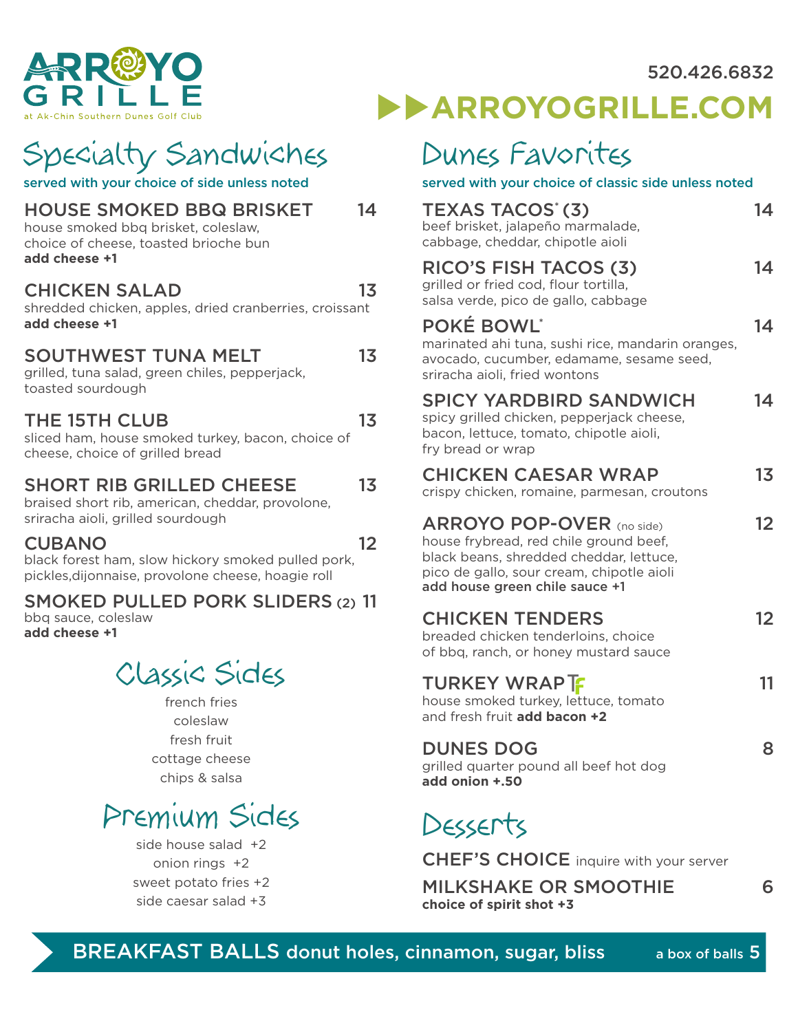# ARROYO GRILLE

at Ak-Chin Southern Dunes Golf Club

520.426.6832

**ARROYOGRILLE.COM**

## Specialty Sandwiches

served with your choice of side unless noted

### HOUSE SMOKED BBQ BRISKET 14

house smoked bbq brisket, coleslaw, choice of cheese, toasted brioche bun
**add cheese +1**

### CHICKEN SALAD 13

shredded chicken, apples, dried cranberries, croissant
**add cheese +1**

### SOUTHWEST TUNA MELT 13

grilled, tuna salad, green chiles, pepperjack, toasted sourdough

### THE 15TH CLUB 13

sliced ham, house smoked turkey, bacon, choice of cheese, choice of grilled bread

### SHORT RIB GRILLED CHEESE 13

braised short rib, american, cheddar, provolone, sriracha aioli, grilled sourdough

### CUBANO 12

black forest ham, slow hickory smoked pulled pork, pickles,dijonnaise, provolone cheese, hoagie roll

### SMOKED PULLED PORK SLIDERS (2) 11

bbq sauce, coleslaw
**add cheese +1**

## Classic Sides

french fries
coleslaw
fresh fruit
cottage cheese
chips & salsa

## Premium Sides

side house salad +2
onion rings +2
sweet potato fries +2
side caesar salad +3

## Dunes Favorites

served with your choice of classic side unless noted

### TEXAS TACOS* (3) 14

beef brisket, jalapeño marmalade, cabbage, cheddar, chipotle aioli

### RICO'S FISH TACOS (3) 14

grilled or fried cod, flour tortilla, salsa verde, pico de gallo, cabbage

### POKÉ BOWL* 14

marinated ahi tuna, sushi rice, mandarin oranges, avocado, cucumber, edamame, sesame seed, sriracha aioli, fried wontons

### SPICY YARDBIRD SANDWICH 14

spicy grilled chicken, pepperjack cheese, bacon, lettuce, tomato, chipotle aioli, fry bread or wrap

### CHICKEN CAESAR WRAP 13

crispy chicken, romaine, parmesan, croutons

### ARROYO POP-OVER (no side) 12

house frybread, red chile ground beef, black beans, shredded cheddar, lettuce, pico de gallo, sour cream, chipotle aioli
**add house green chile sauce +1**

### CHICKEN TENDERS 12

breaded chicken tenderloins, choice of bbq, ranch, or honey mustard sauce

### TURKEY WRAP TF 11

house smoked turkey, lettuce, tomato and fresh fruit **add bacon +2**

### DUNES DOG 8

grilled quarter pound all beef hot dog
**add onion +.50**

## Desserts

### CHEF'S CHOICE inquire with your server

### MILKSHAKE OR SMOOTHIE 6

**choice of spirit shot +3**

**BREAKFAST BALLS** donut holes, cinnamon, sugar, bliss — a box of balls 5